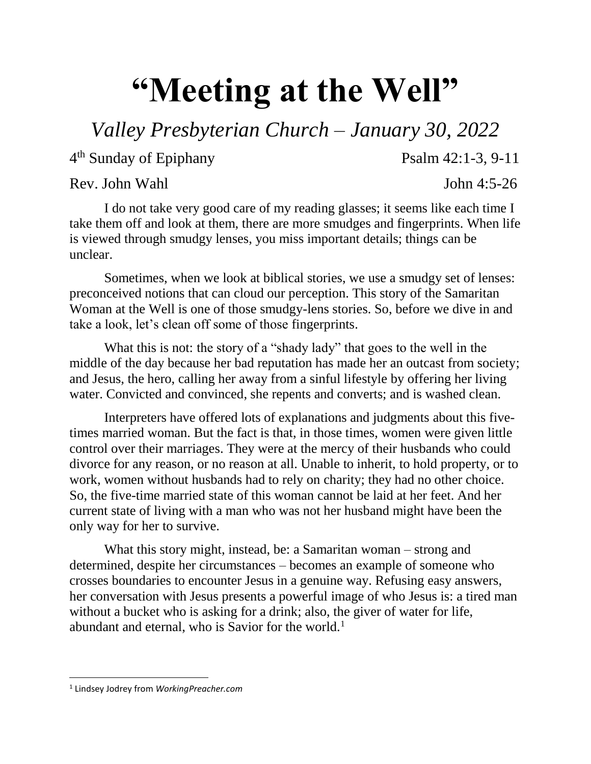# "Meeting at the Well"

## *Valley Presbyterian Church – January 30, 2022*

4th Sunday of Epiphany — Psalm 42:1-3, 9-11

Rev. John Wahl — John 4:5-26

I do not take very good care of my reading glasses; it seems like each time I take them off and look at them, there are more smudges and fingerprints. When life is viewed through smudgy lenses, you miss important details; things can be unclear.

Sometimes, when we look at biblical stories, we use a smudgy set of lenses: preconceived notions that can cloud our perception. This story of the Samaritan Woman at the Well is one of those smudgy-lens stories. So, before we dive in and take a look, let's clean off some of those fingerprints.

What this is not: the story of a "shady lady" that goes to the well in the middle of the day because her bad reputation has made her an outcast from society; and Jesus, the hero, calling her away from a sinful lifestyle by offering her living water. Convicted and convinced, she repents and converts; and is washed clean.

Interpreters have offered lots of explanations and judgments about this five-times married woman. But the fact is that, in those times, women were given little control over their marriages. They were at the mercy of their husbands who could divorce for any reason, or no reason at all. Unable to inherit, to hold property, or to work, women without husbands had to rely on charity; they had no other choice. So, the five-time married state of this woman cannot be laid at her feet. And her current state of living with a man who was not her husband might have been the only way for her to survive.

What this story might, instead, be: a Samaritan woman – strong and determined, despite her circumstances – becomes an example of someone who crosses boundaries to encounter Jesus in a genuine way. Refusing easy answers, her conversation with Jesus presents a powerful image of who Jesus is: a tired man without a bucket who is asking for a drink; also, the giver of water for life, abundant and eternal, who is Savior for the world.[1]

---

[1] Lindsey Jodrey from *WorkingPreacher.com*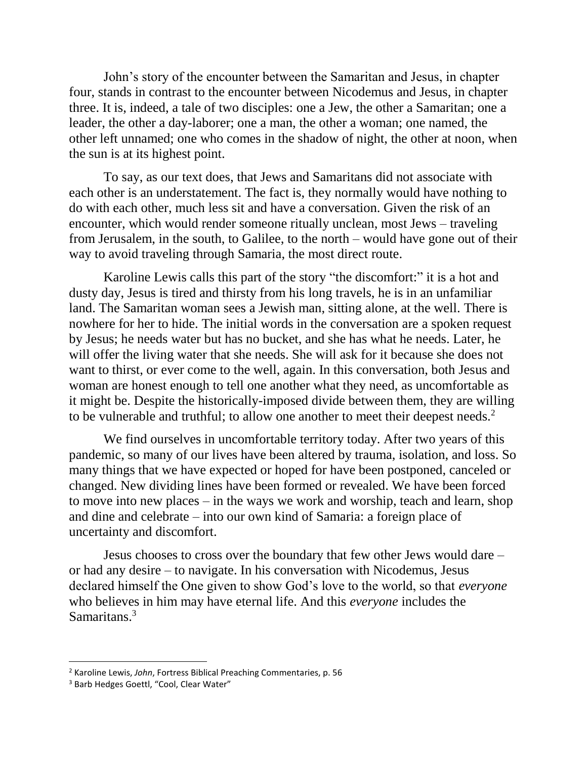John's story of the encounter between the Samaritan and Jesus, in chapter four, stands in contrast to the encounter between Nicodemus and Jesus, in chapter three. It is, indeed, a tale of two disciples: one a Jew, the other a Samaritan; one a leader, the other a day-laborer; one a man, the other a woman; one named, the other left unnamed; one who comes in the shadow of night, the other at noon, when the sun is at its highest point.

To say, as our text does, that Jews and Samaritans did not associate with each other is an understatement. The fact is, they normally would have nothing to do with each other, much less sit and have a conversation. Given the risk of an encounter, which would render someone ritually unclean, most Jews – traveling from Jerusalem, in the south, to Galilee, to the north – would have gone out of their way to avoid traveling through Samaria, the most direct route.

Karoline Lewis calls this part of the story "the discomfort:" it is a hot and dusty day, Jesus is tired and thirsty from his long travels, he is in an unfamiliar land. The Samaritan woman sees a Jewish man, sitting alone, at the well. There is nowhere for her to hide. The initial words in the conversation are a spoken request by Jesus; he needs water but has no bucket, and she has what he needs. Later, he will offer the living water that she needs. She will ask for it because she does not want to thirst, or ever come to the well, again. In this conversation, both Jesus and woman are honest enough to tell one another what they need, as uncomfortable as it might be. Despite the historically-imposed divide between them, they are willing to be vulnerable and truthful; to allow one another to meet their deepest needs.[2]

We find ourselves in uncomfortable territory today. After two years of this pandemic, so many of our lives have been altered by trauma, isolation, and loss. So many things that we have expected or hoped for have been postponed, canceled or changed. New dividing lines have been formed or revealed. We have been forced to move into new places – in the ways we work and worship, teach and learn, shop and dine and celebrate – into our own kind of Samaria: a foreign place of uncertainty and discomfort.

Jesus chooses to cross over the boundary that few other Jews would dare – or had any desire – to navigate. In his conversation with Nicodemus, Jesus declared himself the One given to show God's love to the world, so that *everyone* who believes in him may have eternal life. And this *everyone* includes the Samaritans.[3]

---

[2] Karoline Lewis, *John*, Fortress Biblical Preaching Commentaries, p. 56

[3] Barb Hedges Goettl, "Cool, Clear Water"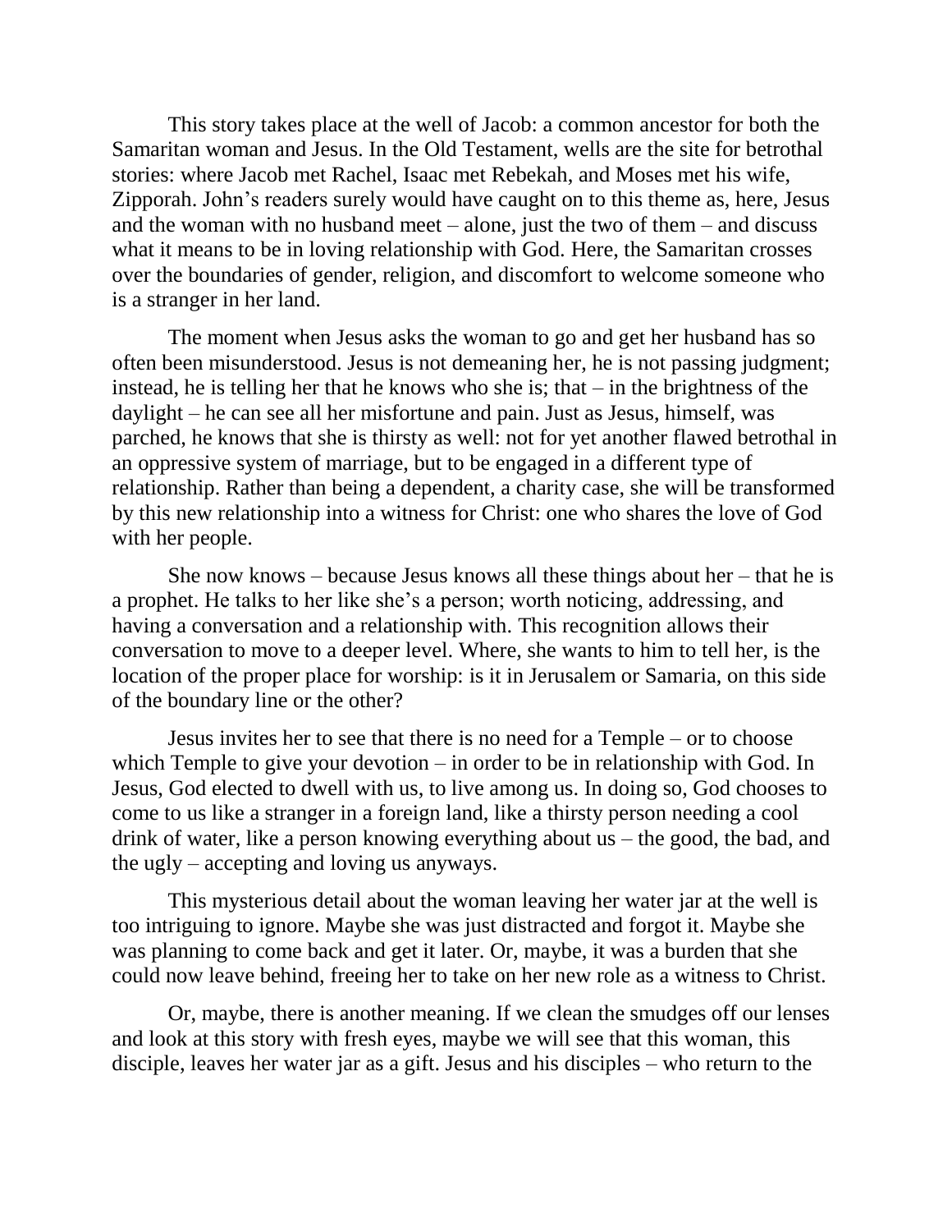This story takes place at the well of Jacob: a common ancestor for both the Samaritan woman and Jesus. In the Old Testament, wells are the site for betrothal stories: where Jacob met Rachel, Isaac met Rebekah, and Moses met his wife, Zipporah. John's readers surely would have caught on to this theme as, here, Jesus and the woman with no husband meet – alone, just the two of them – and discuss what it means to be in loving relationship with God. Here, the Samaritan crosses over the boundaries of gender, religion, and discomfort to welcome someone who is a stranger in her land.

The moment when Jesus asks the woman to go and get her husband has so often been misunderstood. Jesus is not demeaning her, he is not passing judgment; instead, he is telling her that he knows who she is; that – in the brightness of the daylight – he can see all her misfortune and pain. Just as Jesus, himself, was parched, he knows that she is thirsty as well: not for yet another flawed betrothal in an oppressive system of marriage, but to be engaged in a different type of relationship. Rather than being a dependent, a charity case, she will be transformed by this new relationship into a witness for Christ: one who shares the love of God with her people.

She now knows – because Jesus knows all these things about her – that he is a prophet. He talks to her like she's a person; worth noticing, addressing, and having a conversation and a relationship with. This recognition allows their conversation to move to a deeper level. Where, she wants to him to tell her, is the location of the proper place for worship: is it in Jerusalem or Samaria, on this side of the boundary line or the other?

Jesus invites her to see that there is no need for a Temple – or to choose which Temple to give your devotion – in order to be in relationship with God. In Jesus, God elected to dwell with us, to live among us. In doing so, God chooses to come to us like a stranger in a foreign land, like a thirsty person needing a cool drink of water, like a person knowing everything about us – the good, the bad, and the ugly – accepting and loving us anyways.

This mysterious detail about the woman leaving her water jar at the well is too intriguing to ignore. Maybe she was just distracted and forgot it. Maybe she was planning to come back and get it later. Or, maybe, it was a burden that she could now leave behind, freeing her to take on her new role as a witness to Christ.

Or, maybe, there is another meaning. If we clean the smudges off our lenses and look at this story with fresh eyes, maybe we will see that this woman, this disciple, leaves her water jar as a gift. Jesus and his disciples – who return to the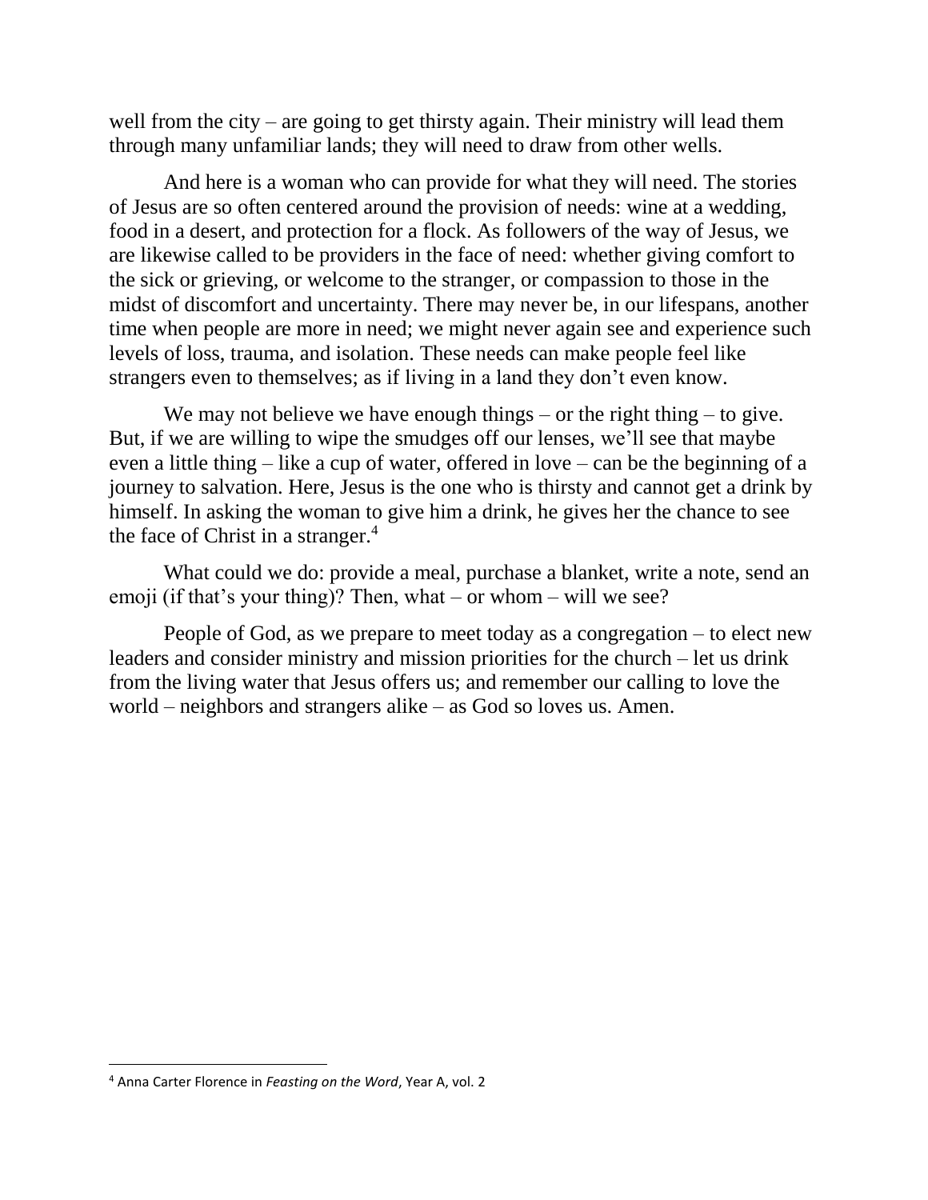well from the city – are going to get thirsty again. Their ministry will lead them through many unfamiliar lands; they will need to draw from other wells.

And here is a woman who can provide for what they will need. The stories of Jesus are so often centered around the provision of needs: wine at a wedding, food in a desert, and protection for a flock. As followers of the way of Jesus, we are likewise called to be providers in the face of need: whether giving comfort to the sick or grieving, or welcome to the stranger, or compassion to those in the midst of discomfort and uncertainty. There may never be, in our lifespans, another time when people are more in need; we might never again see and experience such levels of loss, trauma, and isolation. These needs can make people feel like strangers even to themselves; as if living in a land they don't even know.

We may not believe we have enough things – or the right thing – to give. But, if we are willing to wipe the smudges off our lenses, we'll see that maybe even a little thing – like a cup of water, offered in love – can be the beginning of a journey to salvation. Here, Jesus is the one who is thirsty and cannot get a drink by himself. In asking the woman to give him a drink, he gives her the chance to see the face of Christ in a stranger.[4]

What could we do: provide a meal, purchase a blanket, write a note, send an emoji (if that's your thing)? Then, what – or whom – will we see?

People of God, as we prepare to meet today as a congregation – to elect new leaders and consider ministry and mission priorities for the church – let us drink from the living water that Jesus offers us; and remember our calling to love the world – neighbors and strangers alike – as God so loves us. Amen.

---

[4] Anna Carter Florence in *Feasting on the Word*, Year A, vol. 2